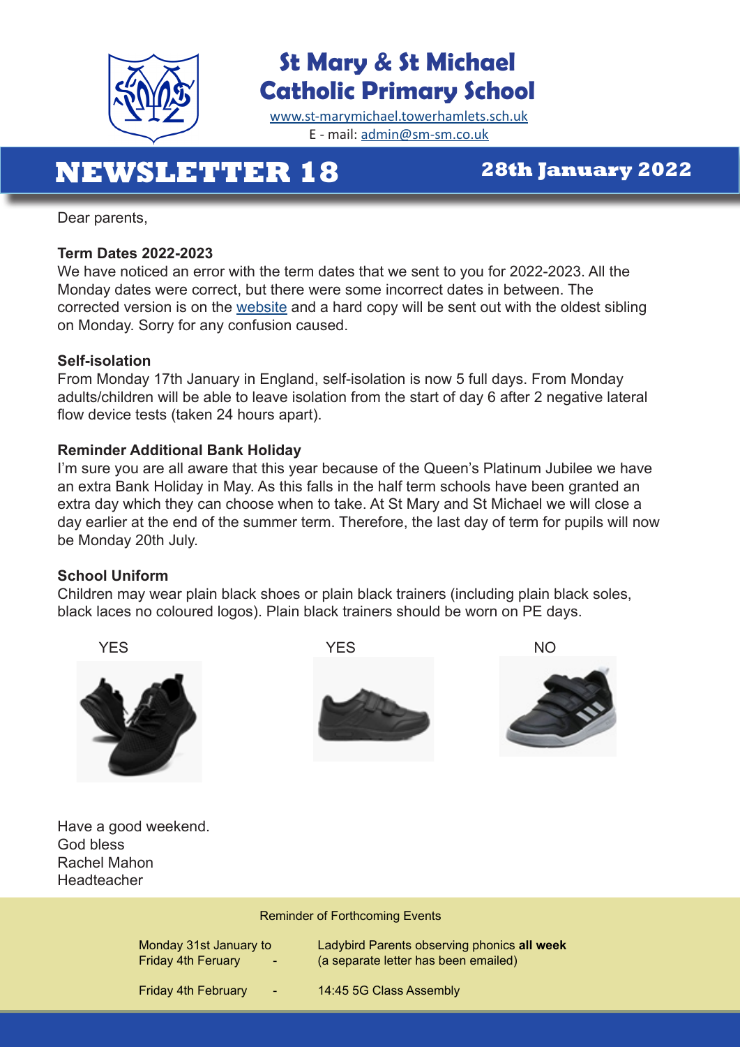# St Mary & St Michael Catholic Primary School

www.st-marymichael.towerhamlets.sch.uk
E - mail: admin@sm-sm.co.uk

## NEWSLETTER 18

**28th January 2022**

Dear parents,

**Term Dates 2022-2023**
We have noticed an error with the term dates that we sent to you for 2022-2023. All the Monday dates were correct, but there were some incorrect dates in between. The corrected version is on the website and a hard copy will be sent out with the oldest sibling on Monday. Sorry for any confusion caused.

**Self-isolation**
From Monday 17th January in England, self-isolation is now 5 full days. From Monday adults/children will be able to leave isolation from the start of day 6 after 2 negative lateral flow device tests (taken 24 hours apart).

**Reminder Additional Bank Holiday**
I'm sure you are all aware that this year because of the Queen's Platinum Jubilee we have an extra Bank Holiday in May. As this falls in the half term schools have been granted an extra day which they can choose when to take. At St Mary and St Michael we will close a day earlier at the end of the summer term. Therefore, the last day of term for pupils will now be Monday 20th July.

**School Uniform**
Children may wear plain black shoes or plain black trainers (including plain black soles, black laces no coloured logos). Plain black trainers should be worn on PE days.

YES YES NO

Have a good weekend.
God bless
Rachel Mahon
Headteacher

Reminder of Forthcoming Events

| | |
|---|---|
| Monday 31st January to Friday 4th Feruary - | Ladybird Parents observing phonics **all week** (a separate letter has been emailed) |
| Friday 4th February - | 14:45 5G Class Assembly |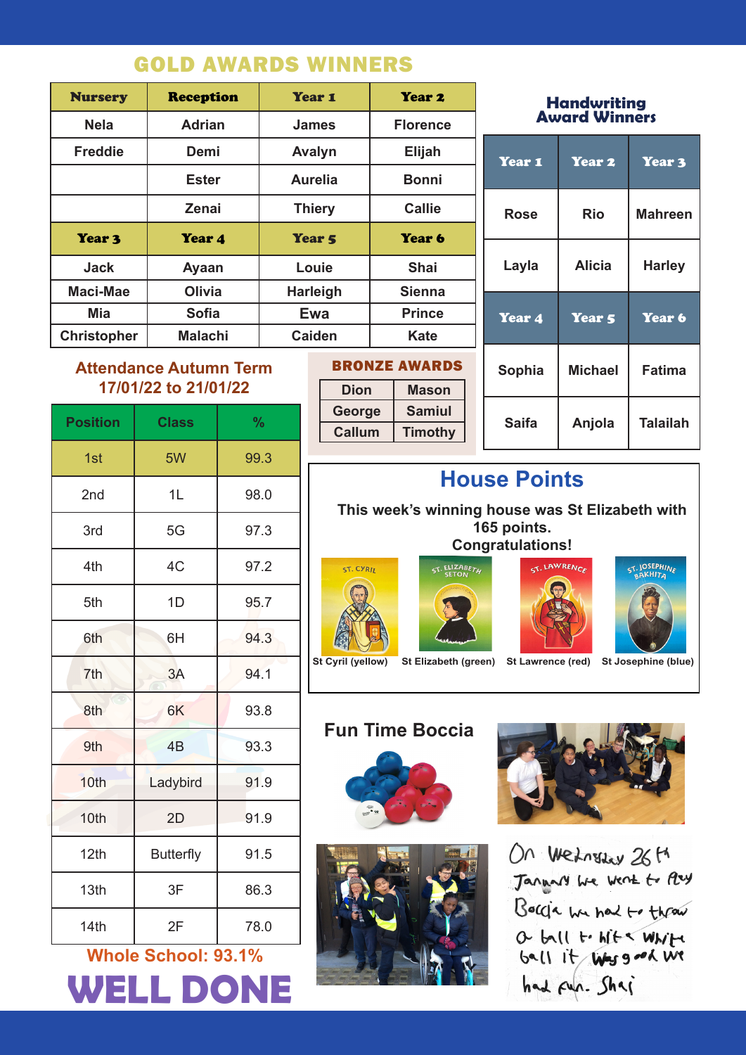## GOLD AWARDS WINNERS

| Nursery | Reception | Year 1 | Year 2 |
|---|---|---|---|
| Nela | Adrian | James | Florence |
| Freddie | Demi | Avalyn | Elijah |
| | Ester | Aurelia | Bonni |
| | Zenai | Thiery | Callie |
| **Year 3** | **Year 4** | **Year 5** | **Year 6** |
| Jack | Ayaan | Louie | Shai |
| Maci-Mae | Olivia | Harleigh | Sienna |
| Mia | Sofia | Ewa | Prince |
| Christopher | Malachi | Caiden | Kate |

## Handwriting Award Winners

| Year 1 | Year 2 | Year 3 |
|---|---|---|
| Rose | Rio | Mahreen |
| Layla | Alicia | Harley |
| **Year 4** | **Year 5** | **Year 6** |
| Sophia | Michael | Fatima |
| Saifa | Anjola | Talailah |

## Attendance Autumn Term 17/01/22 to 21/01/22

| Position | Class | % |
|---|---|---|
| 1st | 5W | 99.3 |
| 2nd | 1L | 98.0 |
| 3rd | 5G | 97.3 |
| 4th | 4C | 97.2 |
| 5th | 1D | 95.7 |
| 6th | 6H | 94.3 |
| 7th | 3A | 94.1 |
| 8th | 6K | 93.8 |
| 9th | 4B | 93.3 |
| 10th | Ladybird | 91.9 |
| 10th | 2D | 91.9 |
| 12th | Butterfly | 91.5 |
| 13th | 3F | 86.3 |
| 14th | 2F | 78.0 |

**Whole School: 93.1%**

# WELL DONE

## BRONZE AWARDS

| | |
|---|---|
| Dion | Mason |
| George | Samiul |
| Callum | Timothy |

## House Points

This week's winning house was St Elizabeth with 165 points.
Congratulations!

St Cyril (yellow) St Elizabeth (green) St Lawrence (red) St Josephine (blue)

## Fun Time Boccia

On Wednesday 26th January we went to play Boccia we had to throw a ball to hit a white ball it was good we had fun. Shai